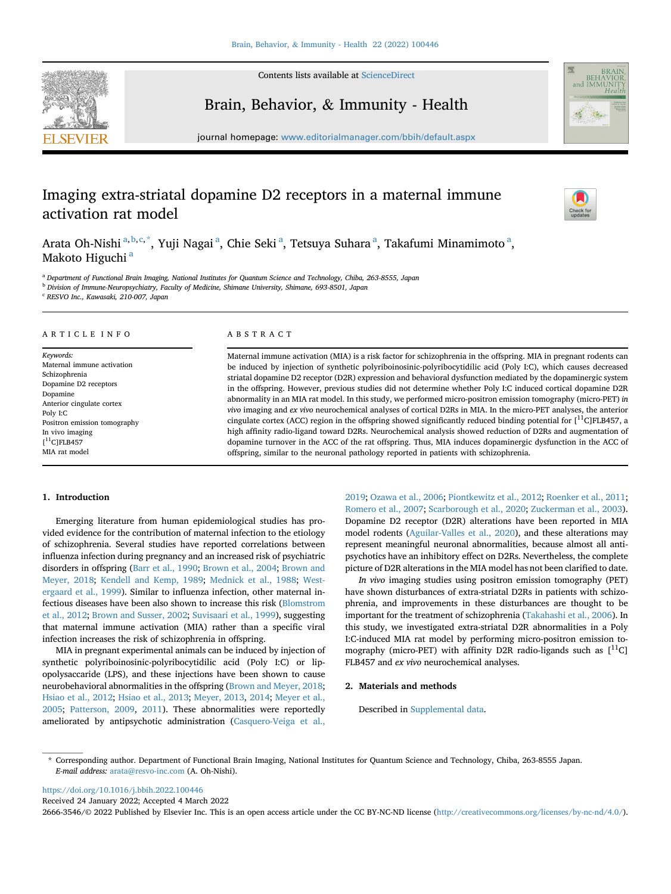# Imaging extra-striatal dopamine D2 receptors in a maternal immune activation rat model

Arata Oh-Nishi [a,b,c,*], Yuji Nagai [a], Chie Seki [a], Tetsuya Suhara [a], Takafumi Minamimoto [a], Makoto Higuchi [a]

[a] Department of Functional Brain Imaging, National Institutes for Quantum Science and Technology, Chiba, 263-8555, Japan
[b] Division of Immune-Neuropsychiatry, Faculty of Medicine, Shimane University, Shimane, 693-8501, Japan
[c] RESVO Inc., Kawasaki, 210-007, Japan

## ARTICLE INFO

*Keywords:*
Maternal immune activation
Schizophrenia
Dopamine D2 receptors
Dopamine
Anterior cingulate cortex
Poly I:C
Positron emission tomography
In vivo imaging
[$^{11}$C]FLB457
MIA rat model

## ABSTRACT

Maternal immune activation (MIA) is a risk factor for schizophrenia in the offspring. MIA in pregnant rodents can be induced by injection of synthetic polyriboinosinic-polyribocytidilic acid (Poly I:C), which causes decreased striatal dopamine D2 receptor (D2R) expression and behavioral dysfunction mediated by the dopaminergic system in the offspring. However, previous studies did not determine whether Poly I:C induced cortical dopamine D2R abnormality in an MIA rat model. In this study, we performed micro-positron emission tomography (micro-PET) *in vivo* imaging and *ex vivo* neurochemical analyses of cortical D2Rs in MIA. In the micro-PET analyses, the anterior cingulate cortex (ACC) region in the offspring showed significantly reduced binding potential for [$^{11}$C]FLB457, a high affinity radio-ligand toward D2Rs. Neurochemical analysis showed reduction of D2Rs and augmentation of dopamine turnover in the ACC of the rat offspring. Thus, MIA induces dopaminergic dysfunction in the ACC of offspring, similar to the neuronal pathology reported in patients with schizophrenia.

## 1. Introduction

Emerging literature from human epidemiological studies has provided evidence for the contribution of maternal infection to the etiology of schizophrenia. Several studies have reported correlations between influenza infection during pregnancy and an increased risk of psychiatric disorders in offspring (Barr et al., 1990; Brown et al., 2004; Brown and Meyer, 2018; Kendell and Kemp, 1989; Mednick et al., 1988; Westergaard et al., 1999). Similar to influenza infection, other maternal infectious diseases have been also shown to increase this risk (Blomstrom et al., 2012; Brown and Susser, 2002; Suvisaari et al., 1999), suggesting that maternal immune activation (MIA) rather than a specific viral infection increases the risk of schizophrenia in offspring.

MIA in pregnant experimental animals can be induced by injection of synthetic polyriboinosinic-polyribocytidilic acid (Poly I:C) or lipopolysaccaride (LPS), and these injections have been shown to cause neurobehavioral abnormalities in the offspring (Brown and Meyer, 2018; Hsiao et al., 2012; Hsiao et al., 2013; Meyer, 2013, 2014; Meyer et al., 2005; Patterson, 2009, 2011). These abnormalities were reportedly ameliorated by antipsychotic administration (Casquero-Veiga et al., 2019; Ozawa et al., 2006; Piontkewitz et al., 2012; Roenker et al., 2011; Romero et al., 2007; Scarborough et al., 2020; Zuckerman et al., 2003). Dopamine D2 receptor (D2R) alterations have been reported in MIA model rodents (Aguilar-Valles et al., 2020), and these alterations may represent meaningful neuronal abnormalities, because almost all antipsychotics have an inhibitory effect on D2Rs. Nevertheless, the complete picture of D2R alterations in the MIA model has not been clarified to date.

*In vivo* imaging studies using positron emission tomography (PET) have shown disturbances of extra-striatal D2Rs in patients with schizophrenia, and improvements in these disturbances are thought to be important for the treatment of schizophrenia (Takahashi et al., 2006). In this study, we investigated extra-striatal D2R abnormalities in a Poly I:C-induced MIA rat model by performing micro-positron emission tomography (micro-PET) with affinity D2R radio-ligands such as [$^{11}$C]FLB457 and *ex vivo* neurochemical analyses.

## 2. Materials and methods

Described in Supplemental data.

* Corresponding author. Department of Functional Brain Imaging, National Institutes for Quantum Science and Technology, Chiba, 263-8555 Japan.
*E-mail address:* arata@resvo-inc.com (A. Oh-Nishi).

https://doi.org/10.1016/j.bbih.2022.100446
Received 24 January 2022; Accepted 4 March 2022
2666-3546/© 2022 Published by Elsevier Inc. This is an open access article under the CC BY-NC-ND license (http://creativecommons.org/licenses/by-nc-nd/4.0/).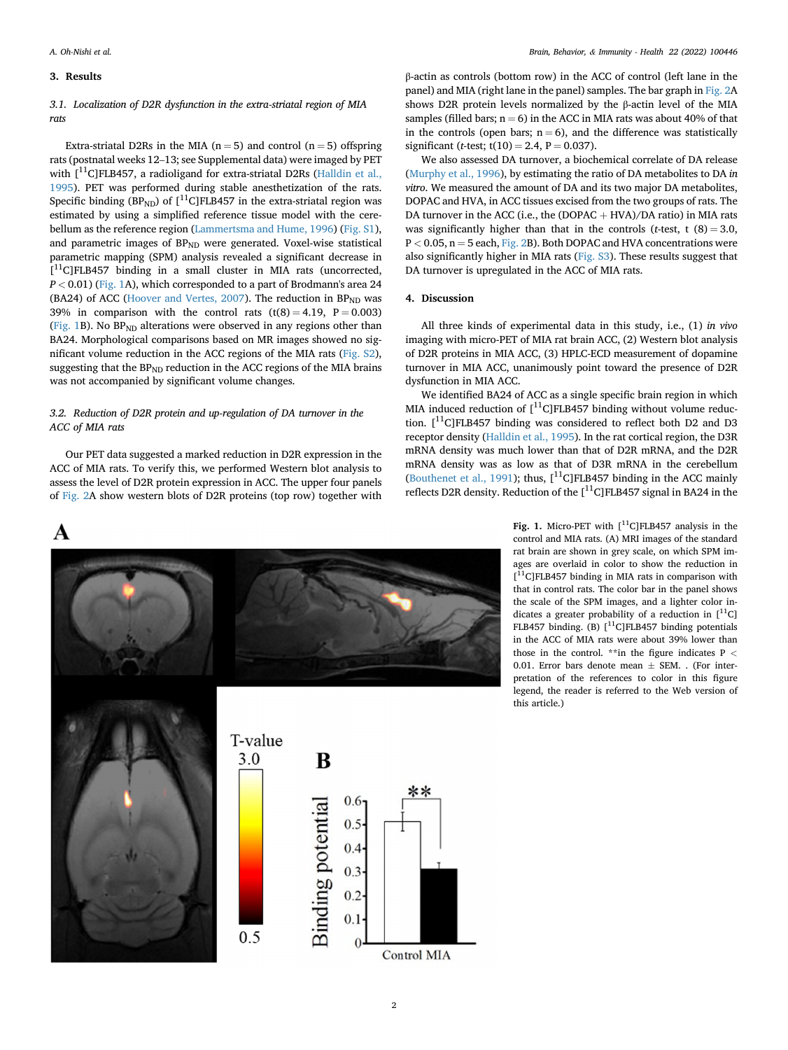## 3. Results

### 3.1. Localization of D2R dysfunction in the extra-striatal region of MIA rats

Extra-striatal D2Rs in the MIA (n = 5) and control (n = 5) offspring rats (postnatal weeks 12–13; see Supplemental data) were imaged by PET with [$^{11}$C]FLB457, a radioligand for extra-striatal D2Rs (Halldin et al., 1995). PET was performed during stable anesthetization of the rats. Specific binding ($BP_{ND}$) of [$^{11}$C]FLB457 in the extra-striatal region was estimated by using a simplified reference tissue model with the cerebellum as the reference region (Lammertsma and Hume, 1996) (Fig. S1), and parametric images of $BP_{ND}$ were generated. Voxel-wise statistical parametric mapping (SPM) analysis revealed a significant decrease in [$^{11}$C]FLB457 binding in a small cluster in MIA rats (uncorrected, $P < 0.01$) (Fig. 1A), which corresponded to a part of Brodmann's area 24 (BA24) of ACC (Hoover and Vertes, 2007). The reduction in $BP_{ND}$ was 39% in comparison with the control rats ($t(8) = 4.19$, $P = 0.003$) (Fig. 1B). No $BP_{ND}$ alterations were observed in any regions other than BA24. Morphological comparisons based on MR images showed no significant volume reduction in the ACC regions of the MIA rats (Fig. S2), suggesting that the $BP_{ND}$ reduction in the ACC regions of the MIA brains was not accompanied by significant volume changes.

### 3.2. Reduction of D2R protein and up-regulation of DA turnover in the ACC of MIA rats

Our PET data suggested a marked reduction in D2R expression in the ACC of MIA rats. To verify this, we performed Western blot analysis to assess the level of D2R protein expression in ACC. The upper four panels of Fig. 2A show western blots of D2R proteins (top row) together with β-actin as controls (bottom row) in the ACC of control (left lane in the panel) and MIA (right lane in the panel) samples. The bar graph in Fig. 2A shows D2R protein levels normalized by the β-actin level of the MIA samples (filled bars; n = 6) in the ACC in MIA rats was about 40% of that in the controls (open bars; n = 6), and the difference was statistically significant (*t*-test; $t(10) = 2.4$, $P = 0.037$).

We also assessed DA turnover, a biochemical correlate of DA release (Murphy et al., 1996), by estimating the ratio of DA metabolites to DA *in vitro*. We measured the amount of DA and its two major DA metabolites, DOPAC and HVA, in ACC tissues excised from the two groups of rats. The DA turnover in the ACC (i.e., the (DOPAC + HVA)/DA ratio) in MIA rats was significantly higher than that in the controls (*t*-test, $t(8) = 3.0$, $P < 0.05$, n = 5 each, Fig. 2B). Both DOPAC and HVA concentrations were also significantly higher in MIA rats (Fig. S3). These results suggest that DA turnover is upregulated in the ACC of MIA rats.

## 4. Discussion

All three kinds of experimental data in this study, i.e., (1) *in vivo* imaging with micro-PET of MIA rat brain ACC, (2) Western blot analysis of D2R proteins in MIA ACC, (3) HPLC-ECD measurement of dopamine turnover in MIA ACC, unanimously point toward the presence of D2R dysfunction in MIA ACC.

We identified BA24 of ACC as a single specific brain region in which MIA induced reduction of [$^{11}$C]FLB457 binding without volume reduction. [$^{11}$C]FLB457 binding was considered to reflect both D2 and D3 receptor density (Halldin et al., 1995). In the rat cortical region, the D3R mRNA density was much lower than that of D2R mRNA, and the D2R mRNA density was as low as that of D3R mRNA in the cerebellum (Bouthenet et al., 1991); thus, [$^{11}$C]FLB457 binding in the ACC mainly reflects D2R density. Reduction of the [$^{11}$C]FLB457 signal in BA24 in the

**Fig. 1.** Micro-PET with [$^{11}$C]FLB457 analysis in the control and MIA rats. (A) MRI images of the standard rat brain are shown in grey scale, on which SPM images are overlaid in color to show the reduction in [$^{11}$C]FLB457 binding in MIA rats in comparison with that in control rats. The color bar in the panel shows the scale of the SPM images, and a lighter color indicates a greater probability of a reduction in [$^{11}$C]FLB457 binding. (B) [$^{11}$C]FLB457 binding potentials in the ACC of MIA rats were about 39% lower than those in the control. **in the figure indicates $P < 0.01$. Error bars denote mean ± SEM. . (For interpretation of the references to color in this figure legend, the reader is referred to the Web version of this article.)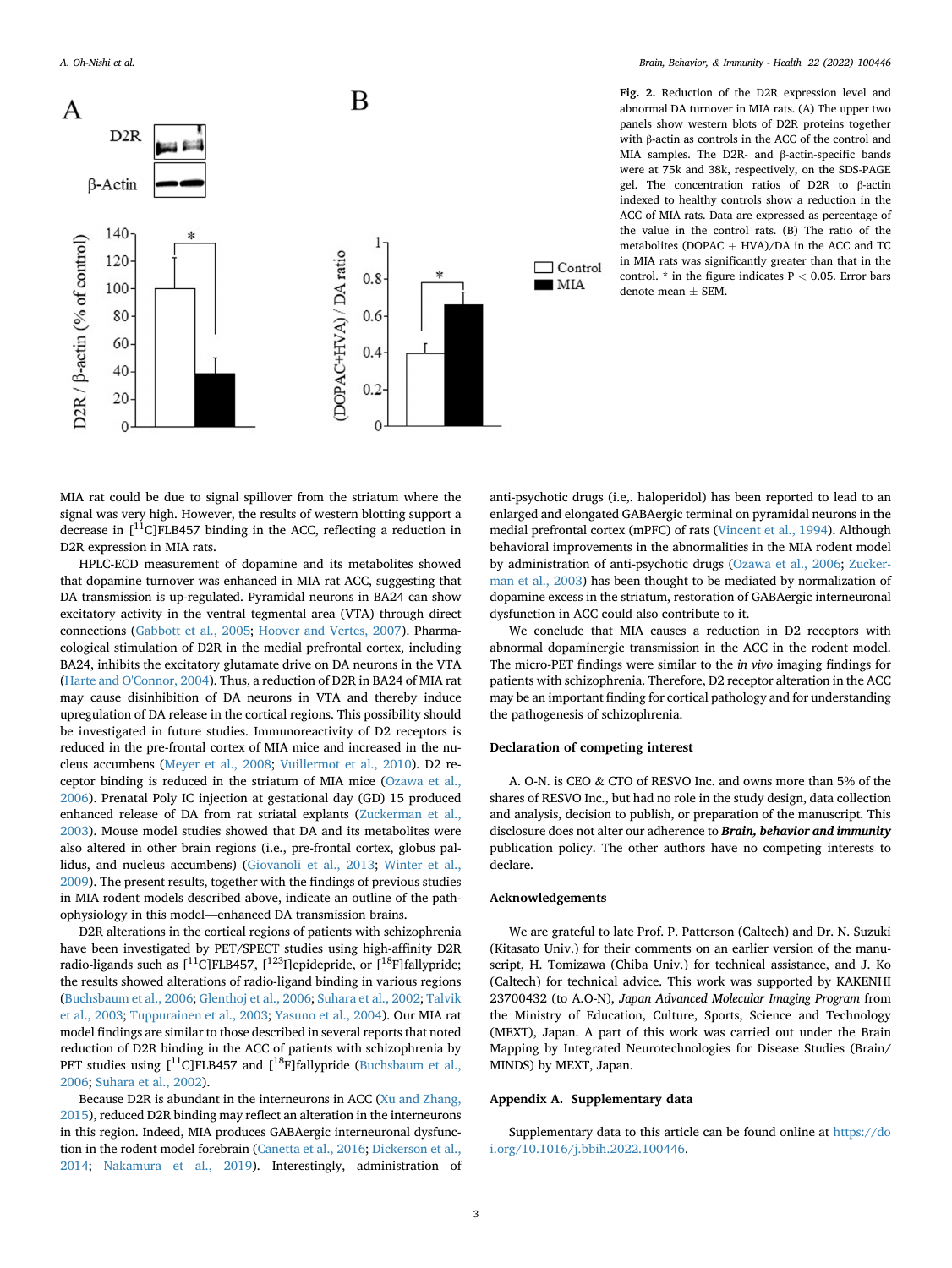**Fig. 2.** Reduction of the D2R expression level and abnormal DA turnover in MIA rats. (A) The upper two panels show western blots of D2R proteins together with β-actin as controls in the ACC of the control and MIA samples. The D2R- and β-actin-specific bands were at 75k and 38k, respectively, on the SDS-PAGE gel. The concentration ratios of D2R to β-actin indexed to healthy controls show a reduction in the ACC of MIA rats. Data are expressed as percentage of the value in the control rats. (B) The ratio of the metabolites (DOPAC + HVA)/DA in the ACC and TC in MIA rats was significantly greater than that in the control. * in the figure indicates P < 0.05. Error bars denote mean ± SEM.

MIA rat could be due to signal spillover from the striatum where the signal was very high. However, the results of western blotting support a decrease in [$^{11}$C]FLB457 binding in the ACC, reflecting a reduction in D2R expression in MIA rats.

HPLC-ECD measurement of dopamine and its metabolites showed that dopamine turnover was enhanced in MIA rat ACC, suggesting that DA transmission is up-regulated. Pyramidal neurons in BA24 can show excitatory activity in the ventral tegmental area (VTA) through direct connections (Gabbott et al., 2005; Hoover and Vertes, 2007). Pharmacological stimulation of D2R in the medial prefrontal cortex, including BA24, inhibits the excitatory glutamate drive on DA neurons in the VTA (Harte and O'Connor, 2004). Thus, a reduction of D2R in BA24 of MIA rat may cause disinhibition of DA neurons in VTA and thereby induce upregulation of DA release in the cortical regions. This possibility should be investigated in future studies. Immunoreactivity of D2 receptors is reduced in the pre-frontal cortex of MIA mice and increased in the nucleus accumbens (Meyer et al., 2008; Vuillermot et al., 2010). D2 receptor binding is reduced in the striatum of MIA mice (Ozawa et al., 2006). Prenatal Poly IC injection at gestational day (GD) 15 produced enhanced release of DA from rat striatal explants (Zuckerman et al., 2003). Mouse model studies showed that DA and its metabolites were also altered in other brain regions (i.e., pre-frontal cortex, globus pallidus, and nucleus accumbens) (Giovanoli et al., 2013; Winter et al., 2009). The present results, together with the findings of previous studies in MIA rodent models described above, indicate an outline of the pathophysiology in this model—enhanced DA transmission brains.

D2R alterations in the cortical regions of patients with schizophrenia have been investigated by PET/SPECT studies using high-affinity D2R radio-ligands such as [$^{11}$C]FLB457, [$^{123}$I]epidepride, or [$^{18}$F]fallypride; the results showed alterations of radio-ligand binding in various regions (Buchsbaum et al., 2006; Glenthoj et al., 2006; Suhara et al., 2002; Talvik et al., 2003; Tuppurainen et al., 2003; Yasuno et al., 2004). Our MIA rat model findings are similar to those described in several reports that noted reduction of D2R binding in the ACC of patients with schizophrenia by PET studies using [$^{11}$C]FLB457 and [$^{18}$F]fallypride (Buchsbaum et al., 2006; Suhara et al., 2002).

Because D2R is abundant in the interneurons in ACC (Xu and Zhang, 2015), reduced D2R binding may reflect an alteration in the interneurons in this region. Indeed, MIA produces GABAergic interneuronal dysfunction in the rodent model forebrain (Canetta et al., 2016; Dickerson et al., 2014; Nakamura et al., 2019). Interestingly, administration of anti-psychotic drugs (i.e,. haloperidol) has been reported to lead to an enlarged and elongated GABAergic terminal on pyramidal neurons in the medial prefrontal cortex (mPFC) of rats (Vincent et al., 1994). Although behavioral improvements in the abnormalities in the MIA rodent model by administration of anti-psychotic drugs (Ozawa et al., 2006; Zuckerman et al., 2003) has been thought to be mediated by normalization of dopamine excess in the striatum, restoration of GABAergic interneuronal dysfunction in ACC could also contribute to it.

We conclude that MIA causes a reduction in D2 receptors with abnormal dopaminergic transmission in the ACC in the rodent model. The micro-PET findings were similar to the *in vivo* imaging findings for patients with schizophrenia. Therefore, D2 receptor alteration in the ACC may be an important finding for cortical pathology and for understanding the pathogenesis of schizophrenia.

## Declaration of competing interest

A. O-N. is CEO & CTO of RESVO Inc. and owns more than 5% of the shares of RESVO Inc., but had no role in the study design, data collection and analysis, decision to publish, or preparation of the manuscript. This disclosure does not alter our adherence to ***Brain, behavior and immunity*** publication policy. The other authors have no competing interests to declare.

## Acknowledgements

We are grateful to late Prof. P. Patterson (Caltech) and Dr. N. Suzuki (Kitasato Univ.) for their comments on an earlier version of the manuscript, H. Tomizawa (Chiba Univ.) for technical assistance, and J. Ko (Caltech) for technical advice. This work was supported by KAKENHI 23700432 (to A.O-N), *Japan Advanced Molecular Imaging Program* from the Ministry of Education, Culture, Sports, Science and Technology (MEXT), Japan. A part of this work was carried out under the Brain Mapping by Integrated Neurotechnologies for Disease Studies (Brain/MINDS) by MEXT, Japan.

## Appendix A. Supplementary data

Supplementary data to this article can be found online at https://doi.org/10.1016/j.bbih.2022.100446.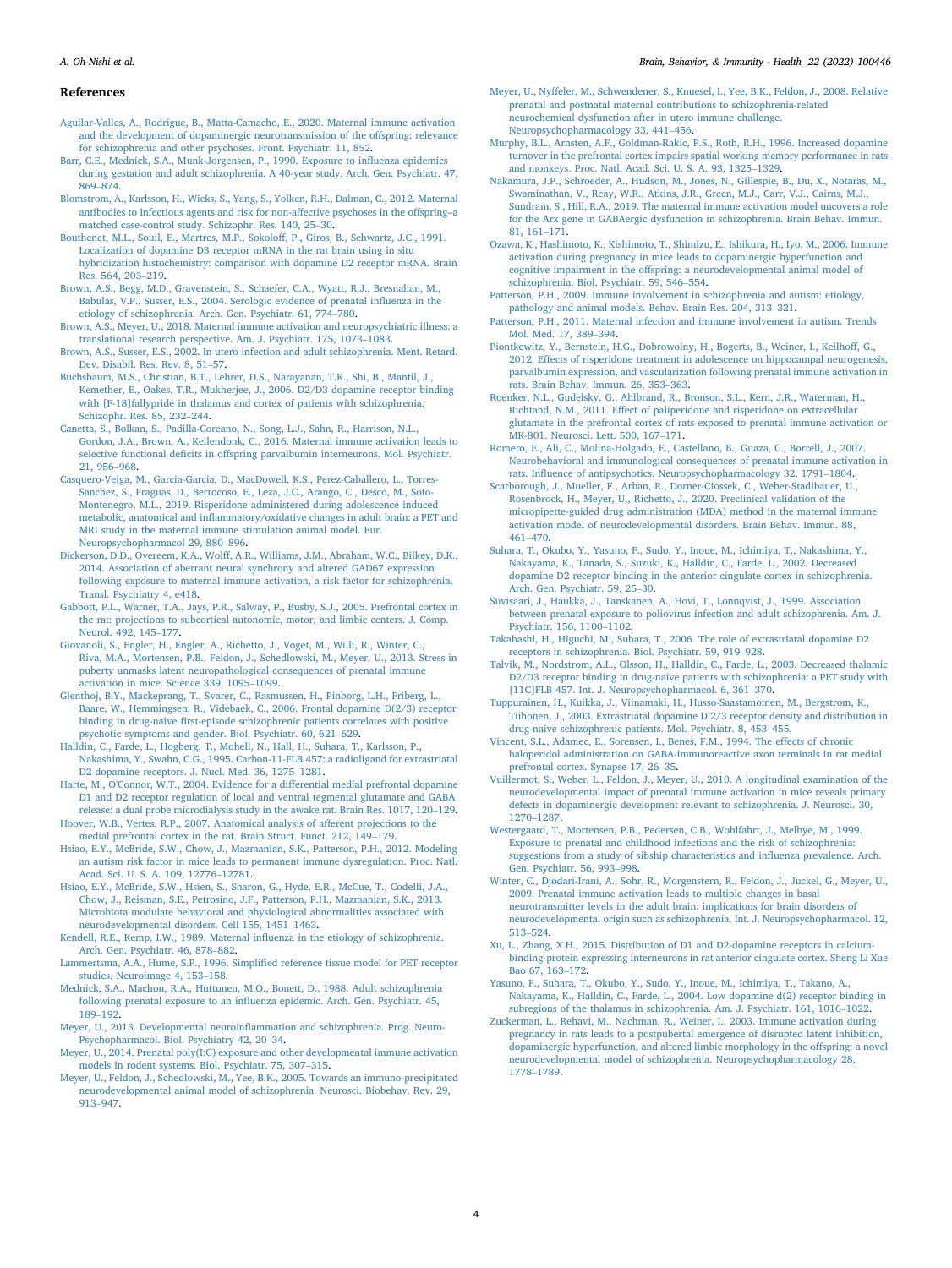## References

Aguilar-Valles, A., Rodrigue, B., Matta-Camacho, E., 2020. Maternal immune activation and the development of dopaminergic neurotransmission of the offspring: relevance for schizophrenia and other psychoses. Front. Psychiatr. 11, 852.

Barr, C.E., Mednick, S.A., Munk-Jorgensen, P., 1990. Exposure to influenza epidemics during gestation and adult schizophrenia. A 40-year study. Arch. Gen. Psychiatr. 47, 869–874.

Blomstrom, A., Karlsson, H., Wicks, S., Yang, S., Yolken, R.H., Dalman, C., 2012. Maternal antibodies to infectious agents and risk for non-affective psychoses in the offspring–a matched case-control study. Schizophr. Res. 140, 25–30.

Bouthenet, M.L., Souil, E., Martres, M.P., Sokoloff, P., Giros, B., Schwartz, J.C., 1991. Localization of dopamine D3 receptor mRNA in the rat brain using in situ hybridization histochemistry: comparison with dopamine D2 receptor mRNA. Brain Res. 564, 203–219.

Brown, A.S., Begg, M.D., Gravenstein, S., Schaefer, C.A., Wyatt, R.J., Bresnahan, M., Babulas, V.P., Susser, E.S., 2004. Serologic evidence of prenatal influenza in the etiology of schizophrenia. Arch. Gen. Psychiatr. 61, 774–780.

Brown, A.S., Meyer, U., 2018. Maternal immune activation and neuropsychiatric illness: a translational research perspective. Am. J. Psychiatr. 175, 1073–1083.

Brown, A.S., Susser, E.S., 2002. In utero infection and adult schizophrenia. Ment. Retard. Dev. Disabil. Res. Rev. 8, 51–57.

Buchsbaum, M.S., Christian, B.T., Lehrer, D.S., Narayanan, T.K., Shi, B., Mantil, J., Kemether, E., Oakes, T.R., Mukherjee, J., 2006. D2/D3 dopamine receptor binding with [F-18]fallypride in thalamus and cortex of patients with schizophrenia. Schizophr. Res. 85, 232–244.

Canetta, S., Bolkan, S., Padilla-Coreano, N., Song, L.J., Sahn, R., Harrison, N.L., Gordon, J.A., Brown, A., Kellendonk, C., 2016. Maternal immune activation leads to selective functional deficits in offspring parvalbumin interneurons. Mol. Psychiatr. 21, 956–968.

Casquero-Veiga, M., Garcia-Garcia, D., MacDowell, K.S., Perez-Caballero, L., Torres-Sanchez, S., Fraguas, D., Berrocoso, E., Leza, J.C., Arango, C., Desco, M., Soto-Montenegro, M.L., 2019. Risperidone administered during adolescence induced metabolic, anatomical and inflammatory/oxidative changes in adult brain: a PET and MRI study in the maternal immune stimulation animal model. Eur. Neuropsychopharmacol 29, 880–896.

Dickerson, D.D., Overeem, K.A., Wolff, A.R., Williams, J.M., Abraham, W.C., Bilkey, D.K., 2014. Association of aberrant neural synchrony and altered GAD67 expression following exposure to maternal immune activation, a risk factor for schizophrenia. Transl. Psychiatry 4, e418.

Gabbott, P.L., Warner, T.A., Jays, P.R., Salway, P., Busby, S.J., 2005. Prefrontal cortex in the rat: projections to subcortical autonomic, motor, and limbic centers. J. Comp. Neurol. 492, 145–177.

Giovanoli, S., Engler, H., Engler, A., Richetto, J., Voget, M., Willi, R., Winter, C., Riva, M.A., Mortensen, P.B., Feldon, J., Schedlowski, M., Meyer, U., 2013. Stress in puberty unmasks latent neuropathological consequences of prenatal immune activation in mice. Science 339, 1095–1099.

Glenthoj, B.Y., Mackeprang, T., Svarer, C., Rasmussen, H., Pinborg, L.H., Friberg, L., Baare, W., Hemmingsen, R., Videbaek, C., 2006. Frontal dopamine D(2/3) receptor binding in drug-naive first-episode schizophrenic patients correlates with positive psychotic symptoms and gender. Biol. Psychiatr. 60, 621–629.

Halldin, C., Farde, L., Hogberg, T., Mohell, N., Hall, H., Suhara, T., Karlsson, P., Nakashima, Y., Swahn, C.G., 1995. Carbon-11-FLB 457: a radioligand for extrastriatal D2 dopamine receptors. J. Nucl. Med. 36, 1275–1281.

Harte, M., O'Connor, W.T., 2004. Evidence for a differential medial prefrontal dopamine D1 and D2 receptor regulation of local and ventral tegmental glutamate and GABA release: a dual probe microdialysis study in the awake rat. Brain Res. 1017, 120–129.

Hoover, W.B., Vertes, R.P., 2007. Anatomical analysis of afferent projections to the medial prefrontal cortex in the rat. Brain Struct. Funct. 212, 149–179.

Hsiao, E.Y., McBride, S.W., Chow, J., Mazmanian, S.K., Patterson, P.H., 2012. Modeling an autism risk factor in mice leads to permanent immune dysregulation. Proc. Natl. Acad. Sci. U. S. A. 109, 12776–12781.

Hsiao, E.Y., McBride, S.W., Hsien, S., Sharon, G., Hyde, E.R., McCue, T., Codelli, J.A., Chow, J., Reisman, S.E., Petrosino, J.F., Patterson, P.H., Mazmanian, S.K., 2013. Microbiota modulate behavioral and physiological abnormalities associated with neurodevelopmental disorders. Cell 155, 1451–1463.

Kendell, R.E., Kemp, I.W., 1989. Maternal influenza in the etiology of schizophrenia. Arch. Gen. Psychiatr. 46, 878–882.

Lammertsma, A.A., Hume, S.P., 1996. Simplified reference tissue model for PET receptor studies. Neuroimage 4, 153–158.

Mednick, S.A., Machon, R.A., Huttunen, M.O., Bonett, D., 1988. Adult schizophrenia following prenatal exposure to an influenza epidemic. Arch. Gen. Psychiatr. 45, 189–192.

Meyer, U., 2013. Developmental neuroinflammation and schizophrenia. Prog. Neuro-Psychopharmacol. Biol. Psychiatry 42, 20–34.

Meyer, U., 2014. Prenatal poly(I:C) exposure and other developmental immune activation models in rodent systems. Biol. Psychiatr. 75, 307–315.

Meyer, U., Feldon, J., Schedlowski, M., Yee, B.K., 2005. Towards an immuno-precipitated neurodevelopmental animal model of schizophrenia. Neurosci. Biobehav. Rev. 29, 913–947.

Meyer, U., Nyffeler, M., Schwendener, S., Knuesel, I., Yee, B.K., Feldon, J., 2008. Relative prenatal and postnatal maternal contributions to schizophrenia-related neurochemical dysfunction after in utero immune challenge. Neuropsychopharmacology 33, 441–456.

Murphy, B.L., Arnsten, A.F., Goldman-Rakic, P.S., Roth, R.H., 1996. Increased dopamine turnover in the prefrontal cortex impairs spatial working memory performance in rats and monkeys. Proc. Natl. Acad. Sci. U. S. A. 93, 1325–1329.

Nakamura, J.P., Schroeder, A., Hudson, M., Jones, N., Gillespie, B., Du, X., Notaras, M., Swaminathan, V., Reay, W.R., Atkins, J.R., Green, M.J., Carr, V.J., Cairns, M.J., Sundram, S., Hill, R.A., 2019. The maternal immune activation model uncovers a role for the Arx gene in GABAergic dysfunction in schizophrenia. Brain Behav. Immun. 81, 161–171.

Ozawa, K., Hashimoto, K., Kishimoto, T., Shimizu, E., Ishikura, H., Iyo, M., 2006. Immune activation during pregnancy in mice leads to dopaminergic hyperfunction and cognitive impairment in the offspring: a neurodevelopmental animal model of schizophrenia. Biol. Psychiatr. 59, 546–554.

Patterson, P.H., 2009. Immune involvement in schizophrenia and autism: etiology, pathology and animal models. Behav. Brain Res. 204, 313–321.

Patterson, P.H., 2011. Maternal infection and immune involvement in autism. Trends Mol. Med. 17, 389–394.

Piontkewitz, Y., Bernstein, H.G., Dobrowolny, H., Bogerts, B., Weiner, I., Keilhoff, G., 2012. Effects of risperidone treatment in adolescence on hippocampal neurogenesis, parvalbumin expression, and vascularization following prenatal immune activation in rats. Brain Behav. Immun. 26, 353–363.

Roenker, N.L., Gudelsky, G., Ahlbrand, R., Bronson, S.L., Kern, J.R., Waterman, H., Richtand, N.M., 2011. Effect of paliperidone and risperidone on extracellular glutamate in the prefrontal cortex of rats exposed to prenatal immune activation or MK-801. Neurosci. Lett. 500, 167–171.

Romero, E., Ali, C., Molina-Holgado, E., Castellano, B., Guaza, C., Borrell, J., 2007. Neurobehavioral and immunological consequences of prenatal immune activation in rats. Influence of antipsychotics. Neuropsychopharmacology 32, 1791–1804.

Scarborough, J., Mueller, F., Arban, R., Dorner-Ciossek, C., Weber-Stadlbauer, U., Rosenbrock, H., Meyer, U., Richetto, J., 2020. Preclinical validation of the micropipette-guided drug administration (MDA) method in the maternal immune activation model of neurodevelopmental disorders. Brain Behav. Immun. 88, 461–470.

Suhara, T., Okubo, Y., Yasuno, F., Sudo, Y., Inoue, M., Ichimiya, T., Nakashima, Y., Nakayama, K., Tanada, S., Suzuki, K., Halldin, C., Farde, L., 2002. Decreased dopamine D2 receptor binding in the anterior cingulate cortex in schizophrenia. Arch. Gen. Psychiatr. 59, 25–30.

Suvisaari, J., Haukka, J., Tanskanen, A., Hovi, T., Lonnqvist, J., 1999. Association between prenatal exposure to poliovirus infection and adult schizophrenia. Am. J. Psychiatr. 156, 1100–1102.

Takahashi, H., Higuchi, M., Suhara, T., 2006. The role of extrastriatal dopamine D2 receptors in schizophrenia. Biol. Psychiatr. 59, 919–928.

Talvik, M., Nordstrom, A.L., Olsson, H., Halldin, C., Farde, L., 2003. Decreased thalamic D2/D3 receptor binding in drug-naive patients with schizophrenia: a PET study with [11C]FLB 457. Int. J. Neuropsychopharmacol. 6, 361–370.

Tuppurainen, H., Kuikka, J., Viinamaki, H., Husso-Saastamoinen, M., Bergstrom, K., Tiihonen, J., 2003. Extrastriatal dopamine D 2/3 receptor density and distribution in drug-naive schizophrenic patients. Mol. Psychiatr. 8, 453–455.

Vincent, S.L., Adamec, E., Sorensen, I., Benes, F.M., 1994. The effects of chronic haloperidol administration on GABA-immunoreactive axon terminals in rat medial prefrontal cortex. Synapse 17, 26–35.

Vuillermot, S., Weber, L., Feldon, J., Meyer, U., 2010. A longitudinal examination of the neurodevelopmental impact of prenatal immune activation in mice reveals primary defects in dopaminergic development relevant to schizophrenia. J. Neurosci. 30, 1270–1287.

Westergaard, T., Mortensen, P.B., Pedersen, C.B., Wohlfahrt, J., Melbye, M., 1999. Exposure to prenatal and childhood infections and the risk of schizophrenia: suggestions from a study of sibship characteristics and influenza prevalence. Arch. Gen. Psychiatr. 56, 993–998.

Winter, C., Djodari-Irani, A., Sohr, R., Morgenstern, R., Feldon, J., Juckel, G., Meyer, U., 2009. Prenatal immune activation leads to multiple changes in basal neurotransmitter levels in the adult brain: implications for brain disorders of neurodevelopmental origin such as schizophrenia. Int. J. Neuropsychopharmacol. 12, 513–524.

Xu, L., Zhang, X.H., 2015. Distribution of D1 and D2-dopamine receptors in calcium-binding-protein expressing interneurons in rat anterior cingulate cortex. Sheng Li Xue Bao 67, 163–172.

Yasuno, F., Suhara, T., Okubo, Y., Sudo, Y., Inoue, M., Ichimiya, T., Takano, A., Nakayama, K., Halldin, C., Farde, L., 2004. Low dopamine d(2) receptor binding in subregions of the thalamus in schizophrenia. Am. J. Psychiatr. 161, 1016–1022.

Zuckerman, L., Rehavi, M., Nachman, R., Weiner, I., 2003. Immune activation during pregnancy in rats leads to a postpubertal emergence of disrupted latent inhibition, dopaminergic hyperfunction, and altered limbic morphology in the offspring: a novel neurodevelopmental model of schizophrenia. Neuropsychopharmacology 28, 1778–1789.